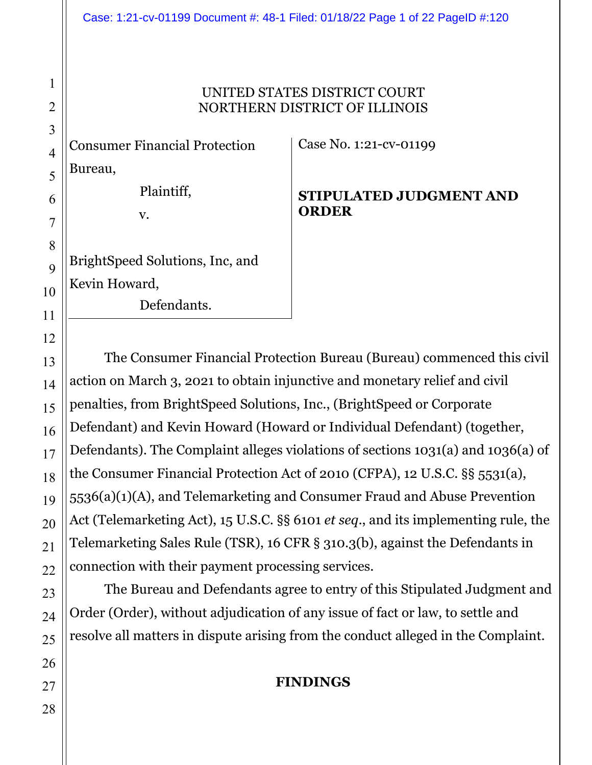UNITED STATES DISTRICT COURT
NORTHERN DISTRICT OF ILLINOIS

Consumer Financial Protection Bureau,

Plaintiff,

v.

BrightSpeed Solutions, Inc, and Kevin Howard,

Defendants.

Case No. 1:21-cv-01199

**STIPULATED JUDGMENT AND ORDER**

The Consumer Financial Protection Bureau (Bureau) commenced this civil action on March 3, 2021 to obtain injunctive and monetary relief and civil penalties, from BrightSpeed Solutions, Inc., (BrightSpeed or Corporate Defendant) and Kevin Howard (Howard or Individual Defendant) (together, Defendants). The Complaint alleges violations of sections 1031(a) and 1036(a) of the Consumer Financial Protection Act of 2010 (CFPA), 12 U.S.C. §§ 5531(a), 5536(a)(1)(A), and Telemarketing and Consumer Fraud and Abuse Prevention Act (Telemarketing Act), 15 U.S.C. §§ 6101 *et seq*., and its implementing rule, the Telemarketing Sales Rule (TSR), 16 CFR § 310.3(b), against the Defendants in connection with their payment processing services.

The Bureau and Defendants agree to entry of this Stipulated Judgment and Order (Order), without adjudication of any issue of fact or law, to settle and resolve all matters in dispute arising from the conduct alleged in the Complaint.

## FINDINGS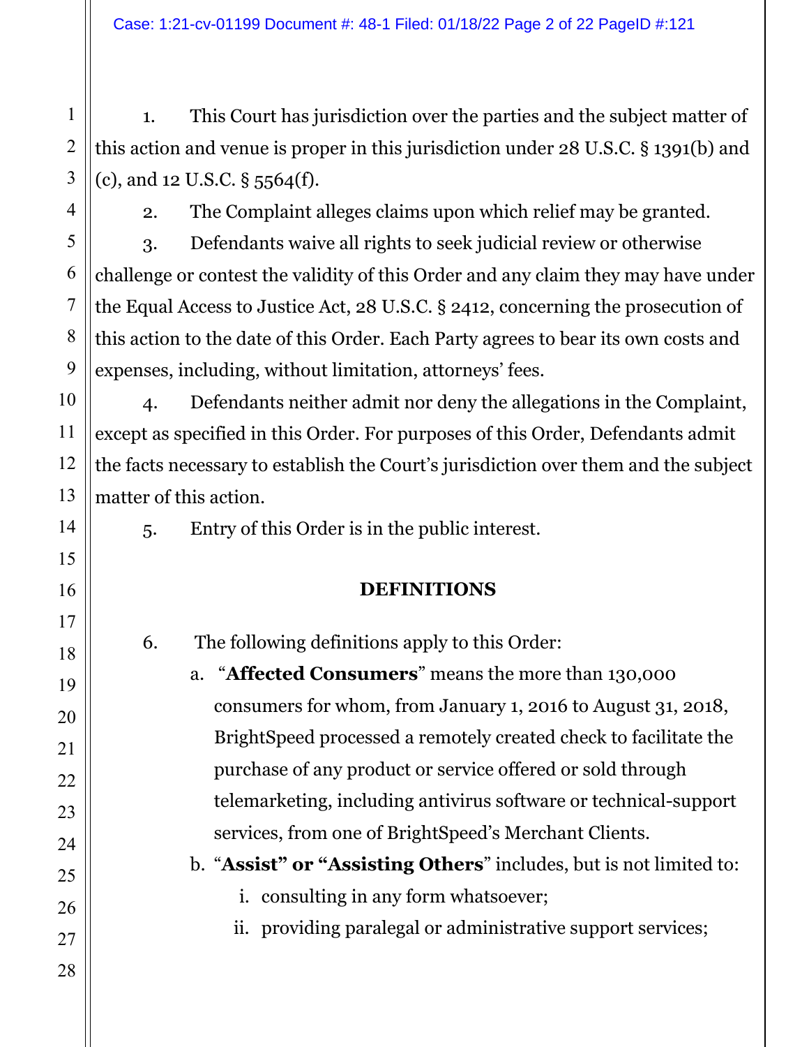1. This Court has jurisdiction over the parties and the subject matter of this action and venue is proper in this jurisdiction under 28 U.S.C. § 1391(b) and (c), and 12 U.S.C. § 5564(f).

2. The Complaint alleges claims upon which relief may be granted.

3. Defendants waive all rights to seek judicial review or otherwise challenge or contest the validity of this Order and any claim they may have under the Equal Access to Justice Act, 28 U.S.C. § 2412, concerning the prosecution of this action to the date of this Order. Each Party agrees to bear its own costs and expenses, including, without limitation, attorneys' fees.

4. Defendants neither admit nor deny the allegations in the Complaint, except as specified in this Order. For purposes of this Order, Defendants admit the facts necessary to establish the Court's jurisdiction over them and the subject matter of this action.

5. Entry of this Order is in the public interest.

## DEFINITIONS

6. The following definitions apply to this Order:

   a. "**Affected Consumers**" means the more than 130,000 consumers for whom, from January 1, 2016 to August 31, 2018, BrightSpeed processed a remotely created check to facilitate the purchase of any product or service offered or sold through telemarketing, including antivirus software or technical-support services, from one of BrightSpeed's Merchant Clients.

   b. "**Assist" or "Assisting Others**" includes, but is not limited to:

      i. consulting in any form whatsoever;

      ii. providing paralegal or administrative support services;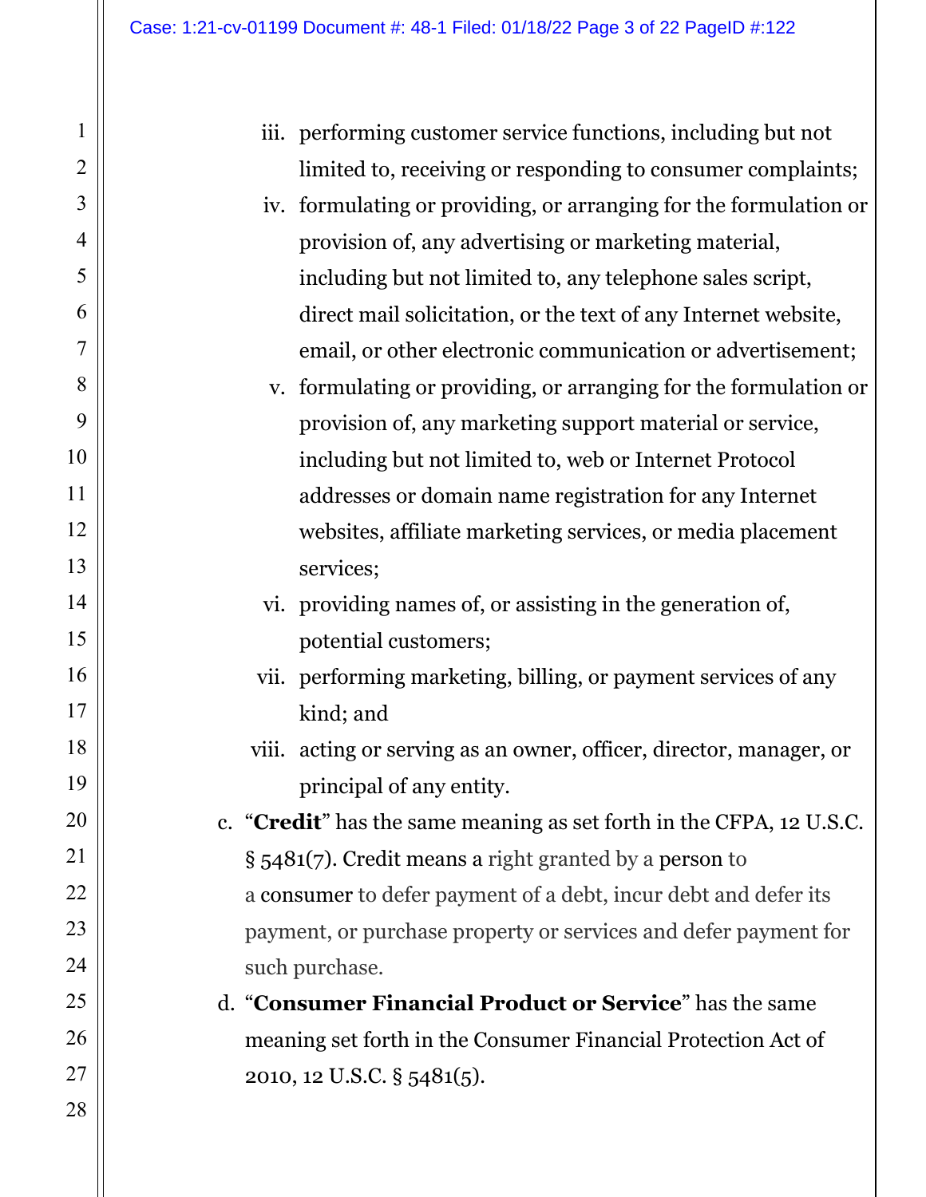iii. performing customer service functions, including but not limited to, receiving or responding to consumer complaints;

iv. formulating or providing, or arranging for the formulation or provision of, any advertising or marketing material, including but not limited to, any telephone sales script, direct mail solicitation, or the text of any Internet website, email, or other electronic communication or advertisement;

v. formulating or providing, or arranging for the formulation or provision of, any marketing support material or service, including but not limited to, web or Internet Protocol addresses or domain name registration for any Internet websites, affiliate marketing services, or media placement services;

vi. providing names of, or assisting in the generation of, potential customers;

vii. performing marketing, billing, or payment services of any kind; and

viii. acting or serving as an owner, officer, director, manager, or principal of any entity.

c. "**Credit**" has the same meaning as set forth in the CFPA, 12 U.S.C. § 5481(7). Credit means a right granted by a person to a consumer to defer payment of a debt, incur debt and defer its payment, or purchase property or services and defer payment for such purchase.

d. "**Consumer Financial Product or Service**" has the same meaning set forth in the Consumer Financial Protection Act of 2010, 12 U.S.C. § 5481(5).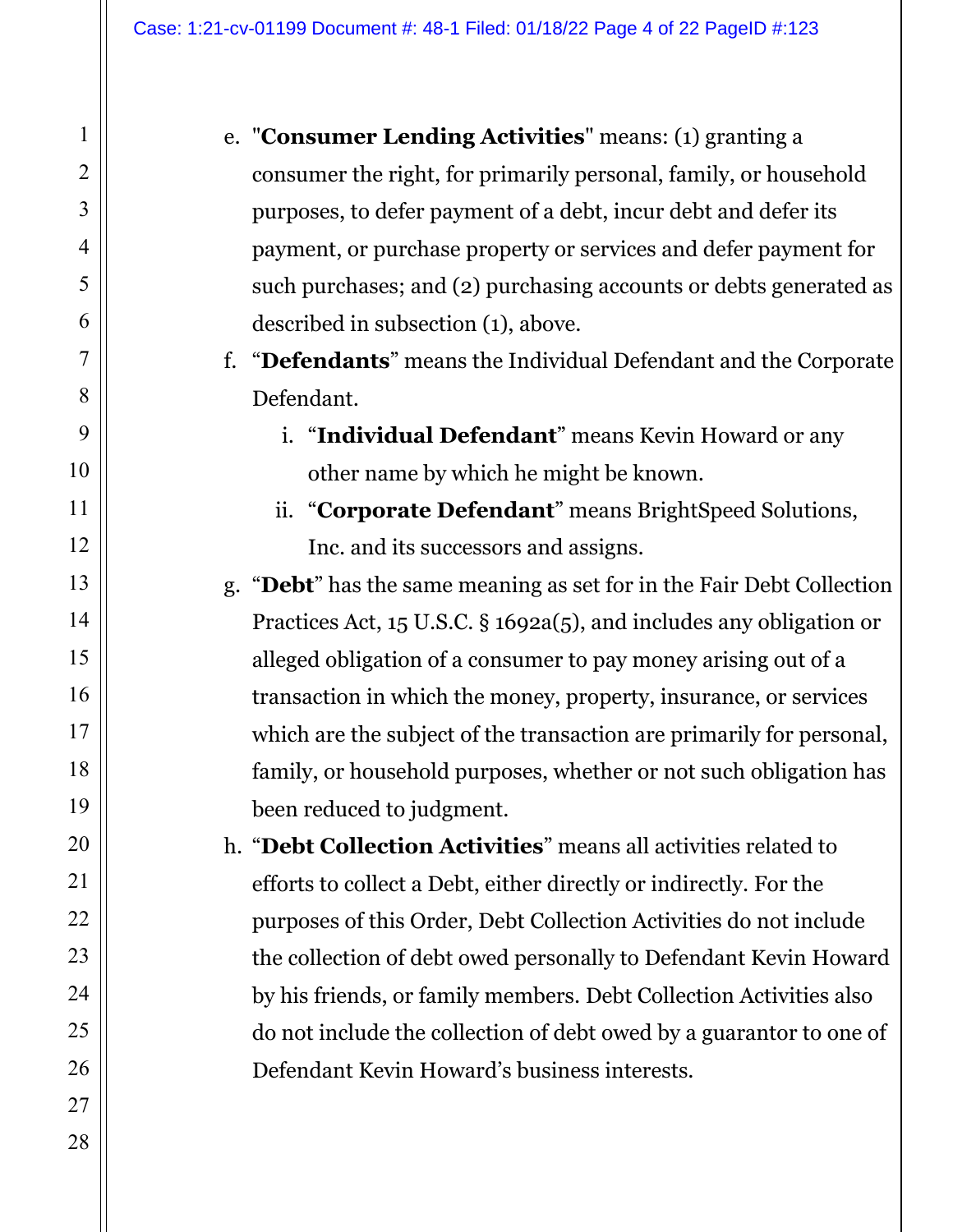e. "**Consumer Lending Activities**" means: (1) granting a consumer the right, for primarily personal, family, or household purposes, to defer payment of a debt, incur debt and defer its payment, or purchase property or services and defer payment for such purchases; and (2) purchasing accounts or debts generated as described in subsection (1), above.

f. "**Defendants**" means the Individual Defendant and the Corporate Defendant.

   i. "**Individual Defendant**" means Kevin Howard or any other name by which he might be known.

   ii. "**Corporate Defendant**" means BrightSpeed Solutions, Inc. and its successors and assigns.

g. "**Debt**" has the same meaning as set for in the Fair Debt Collection Practices Act, 15 U.S.C. § 1692a(5), and includes any obligation or alleged obligation of a consumer to pay money arising out of a transaction in which the money, property, insurance, or services which are the subject of the transaction are primarily for personal, family, or household purposes, whether or not such obligation has been reduced to judgment.

h. "**Debt Collection Activities**" means all activities related to efforts to collect a Debt, either directly or indirectly. For the purposes of this Order, Debt Collection Activities do not include the collection of debt owed personally to Defendant Kevin Howard by his friends, or family members. Debt Collection Activities also do not include the collection of debt owed by a guarantor to one of Defendant Kevin Howard's business interests.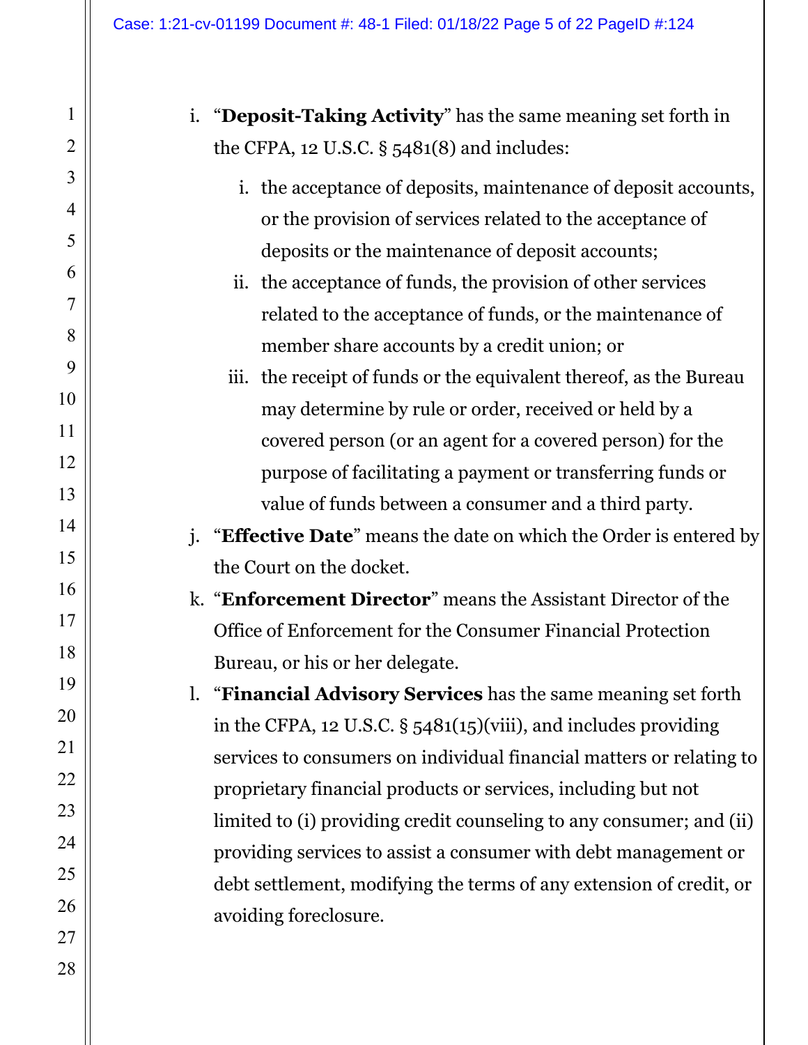i. "**Deposit-Taking Activity**" has the same meaning set forth in the CFPA, 12 U.S.C. § 5481(8) and includes:

   i. the acceptance of deposits, maintenance of deposit accounts, or the provision of services related to the acceptance of deposits or the maintenance of deposit accounts;

   ii. the acceptance of funds, the provision of other services related to the acceptance of funds, or the maintenance of member share accounts by a credit union; or

   iii. the receipt of funds or the equivalent thereof, as the Bureau may determine by rule or order, received or held by a covered person (or an agent for a covered person) for the purpose of facilitating a payment or transferring funds or value of funds between a consumer and a third party.

j. "**Effective Date**" means the date on which the Order is entered by the Court on the docket.

k. "**Enforcement Director**" means the Assistant Director of the Office of Enforcement for the Consumer Financial Protection Bureau, or his or her delegate.

l. "**Financial Advisory Services** has the same meaning set forth in the CFPA, 12 U.S.C. § 5481(15)(viii), and includes providing services to consumers on individual financial matters or relating to proprietary financial products or services, including but not limited to (i) providing credit counseling to any consumer; and (ii) providing services to assist a consumer with debt management or debt settlement, modifying the terms of any extension of credit, or avoiding foreclosure.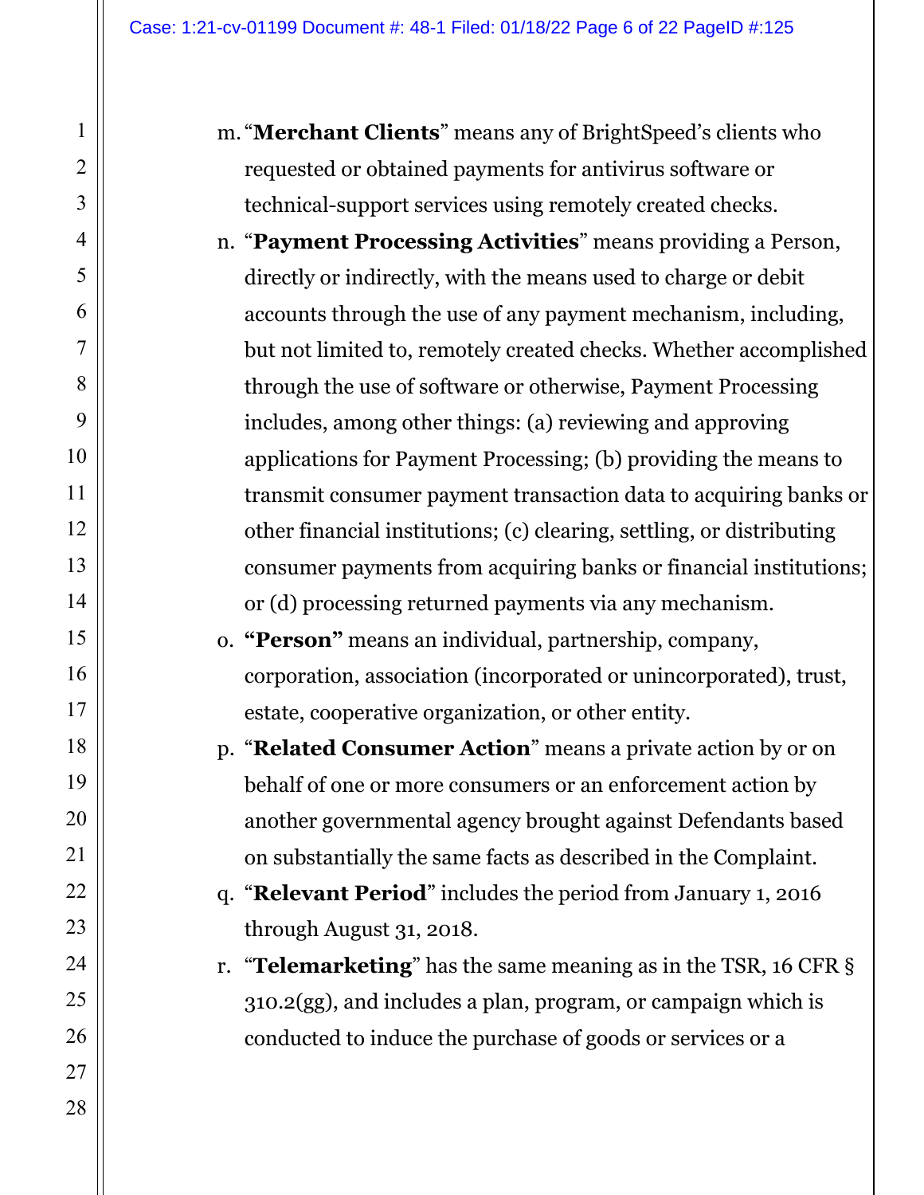m. "**Merchant Clients**" means any of BrightSpeed's clients who requested or obtained payments for antivirus software or technical-support services using remotely created checks.

n. "**Payment Processing Activities**" means providing a Person, directly or indirectly, with the means used to charge or debit accounts through the use of any payment mechanism, including, but not limited to, remotely created checks. Whether accomplished through the use of software or otherwise, Payment Processing includes, among other things: (a) reviewing and approving applications for Payment Processing; (b) providing the means to transmit consumer payment transaction data to acquiring banks or other financial institutions; (c) clearing, settling, or distributing consumer payments from acquiring banks or financial institutions; or (d) processing returned payments via any mechanism.

o. **"Person"** means an individual, partnership, company, corporation, association (incorporated or unincorporated), trust, estate, cooperative organization, or other entity.

p. "**Related Consumer Action**" means a private action by or on behalf of one or more consumers or an enforcement action by another governmental agency brought against Defendants based on substantially the same facts as described in the Complaint.

q. "**Relevant Period**" includes the period from January 1, 2016 through August 31, 2018.

r. "**Telemarketing**" has the same meaning as in the TSR, 16 CFR § 310.2(gg), and includes a plan, program, or campaign which is conducted to induce the purchase of goods or services or a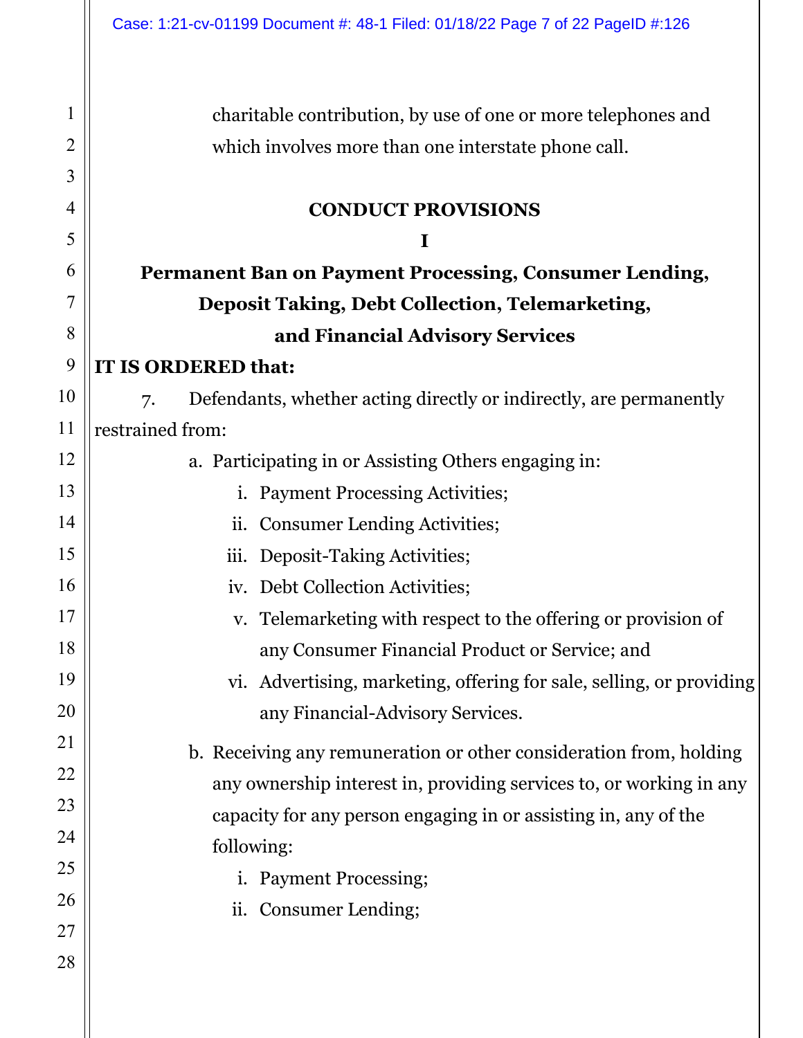charitable contribution, by use of one or more telephones and which involves more than one interstate phone call.

## CONDUCT PROVISIONS

## I

## Permanent Ban on Payment Processing, Consumer Lending, Deposit Taking, Debt Collection, Telemarketing, and Financial Advisory Services

**IT IS ORDERED that:**

7. Defendants, whether acting directly or indirectly, are permanently restrained from:

   a. Participating in or Assisting Others engaging in:

      i. Payment Processing Activities;

      ii. Consumer Lending Activities;

      iii. Deposit-Taking Activities;

      iv. Debt Collection Activities;

      v. Telemarketing with respect to the offering or provision of any Consumer Financial Product or Service; and

      vi. Advertising, marketing, offering for sale, selling, or providing any Financial-Advisory Services.

   b. Receiving any remuneration or other consideration from, holding any ownership interest in, providing services to, or working in any capacity for any person engaging in or assisting in, any of the following:

      i. Payment Processing;

      ii. Consumer Lending;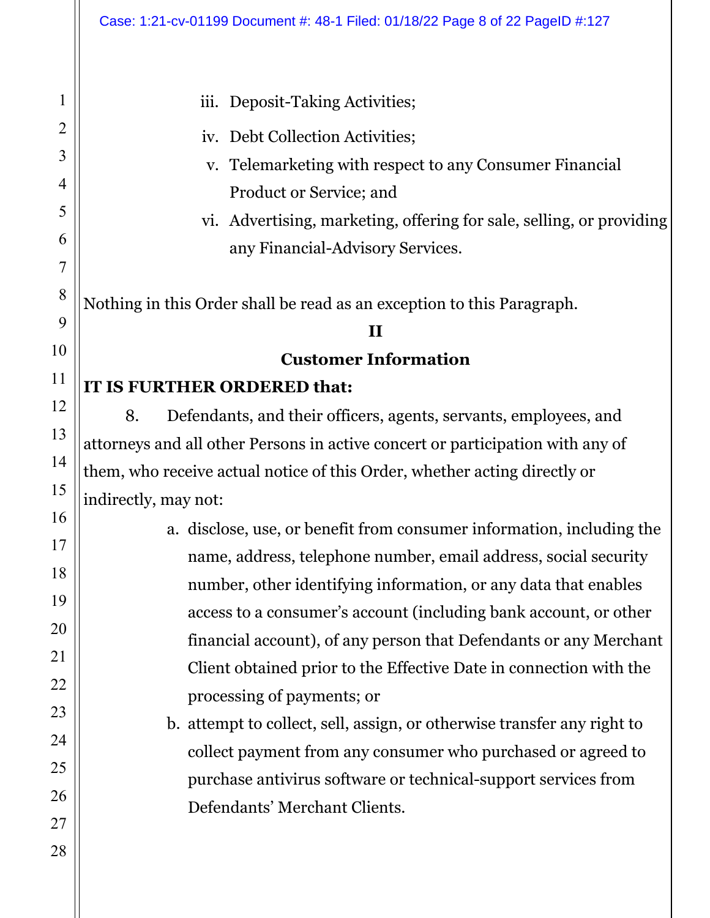iii. Deposit-Taking Activities;

iv. Debt Collection Activities;

v. Telemarketing with respect to any Consumer Financial Product or Service; and

vi. Advertising, marketing, offering for sale, selling, or providing any Financial-Advisory Services.

Nothing in this Order shall be read as an exception to this Paragraph.

**II**

**Customer Information**

**IT IS FURTHER ORDERED that:**

8. Defendants, and their officers, agents, servants, employees, and attorneys and all other Persons in active concert or participation with any of them, who receive actual notice of this Order, whether acting directly or indirectly, may not:

a. disclose, use, or benefit from consumer information, including the name, address, telephone number, email address, social security number, other identifying information, or any data that enables access to a consumer's account (including bank account, or other financial account), of any person that Defendants or any Merchant Client obtained prior to the Effective Date in connection with the processing of payments; or

b. attempt to collect, sell, assign, or otherwise transfer any right to collect payment from any consumer who purchased or agreed to purchase antivirus software or technical-support services from Defendants' Merchant Clients.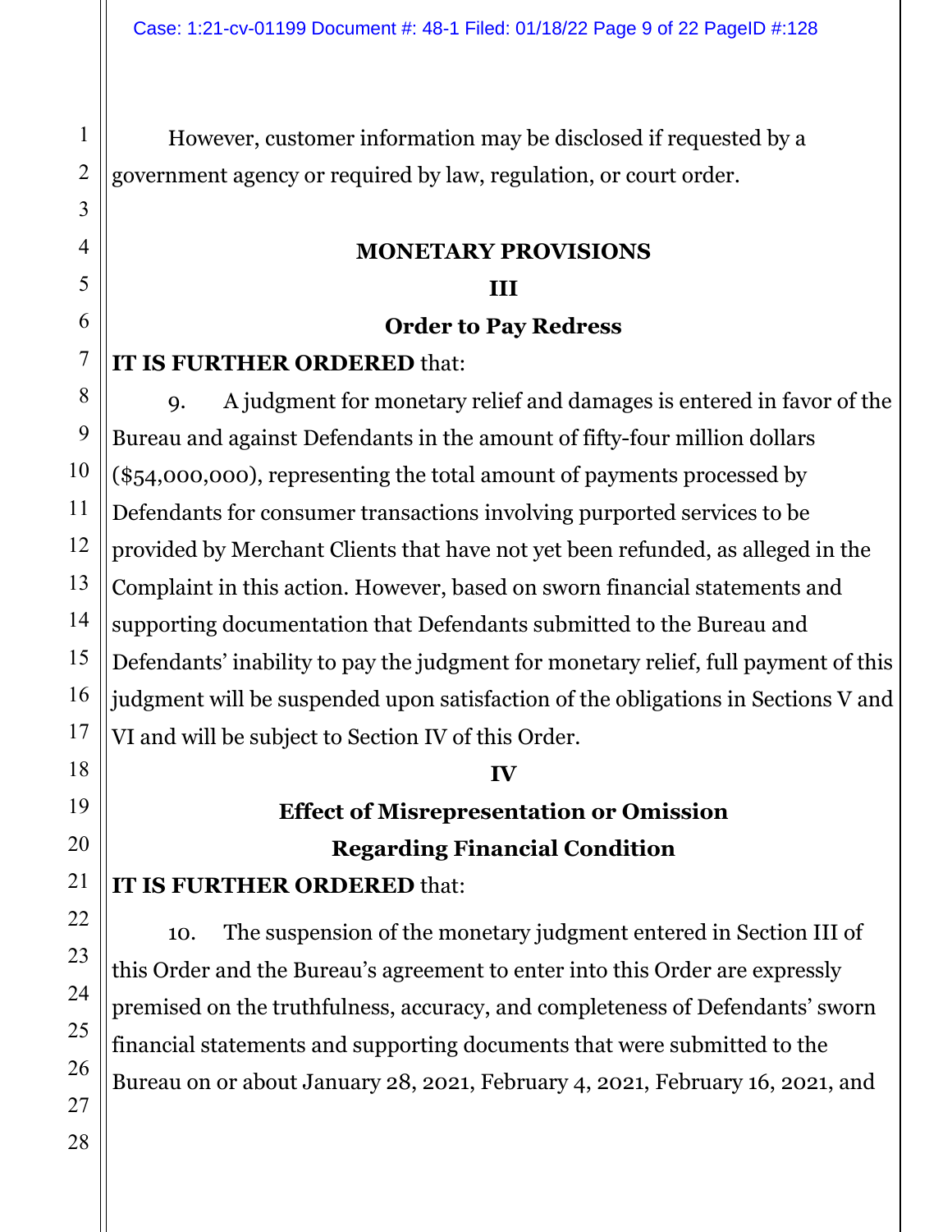However, customer information may be disclosed if requested by a government agency or required by law, regulation, or court order.

## MONETARY PROVISIONS

### III

### Order to Pay Redress

**IT IS FURTHER ORDERED** that:

9. A judgment for monetary relief and damages is entered in favor of the Bureau and against Defendants in the amount of fifty-four million dollars ($54,000,000), representing the total amount of payments processed by Defendants for consumer transactions involving purported services to be provided by Merchant Clients that have not yet been refunded, as alleged in the Complaint in this action. However, based on sworn financial statements and supporting documentation that Defendants submitted to the Bureau and Defendants' inability to pay the judgment for monetary relief, full payment of this judgment will be suspended upon satisfaction of the obligations in Sections V and VI and will be subject to Section IV of this Order.

### IV

### Effect of Misrepresentation or Omission Regarding Financial Condition

**IT IS FURTHER ORDERED** that:

10. The suspension of the monetary judgment entered in Section III of this Order and the Bureau's agreement to enter into this Order are expressly premised on the truthfulness, accuracy, and completeness of Defendants' sworn financial statements and supporting documents that were submitted to the Bureau on or about January 28, 2021, February 4, 2021, February 16, 2021, and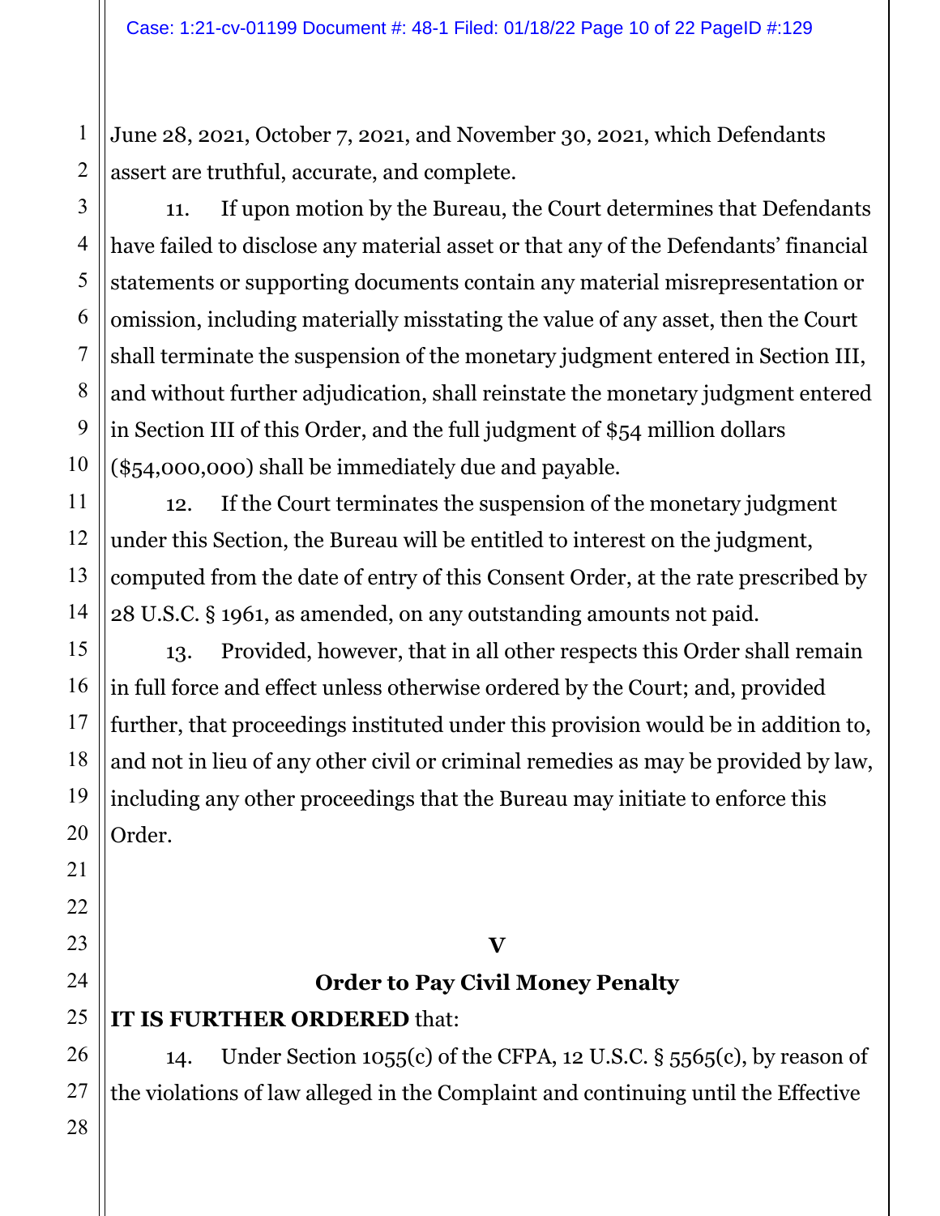June 28, 2021, October 7, 2021, and November 30, 2021, which Defendants assert are truthful, accurate, and complete.

11. If upon motion by the Bureau, the Court determines that Defendants have failed to disclose any material asset or that any of the Defendants' financial statements or supporting documents contain any material misrepresentation or omission, including materially misstating the value of any asset, then the Court shall terminate the suspension of the monetary judgment entered in Section III, and without further adjudication, shall reinstate the monetary judgment entered in Section III of this Order, and the full judgment of $54 million dollars ($54,000,000) shall be immediately due and payable.

12. If the Court terminates the suspension of the monetary judgment under this Section, the Bureau will be entitled to interest on the judgment, computed from the date of entry of this Consent Order, at the rate prescribed by 28 U.S.C. § 1961, as amended, on any outstanding amounts not paid.

13. Provided, however, that in all other respects this Order shall remain in full force and effect unless otherwise ordered by the Court; and, provided further, that proceedings instituted under this provision would be in addition to, and not in lieu of any other civil or criminal remedies as may be provided by law, including any other proceedings that the Bureau may initiate to enforce this Order.

## V

## Order to Pay Civil Money Penalty

**IT IS FURTHER ORDERED** that:

14. Under Section 1055(c) of the CFPA, 12 U.S.C. § 5565(c), by reason of the violations of law alleged in the Complaint and continuing until the Effective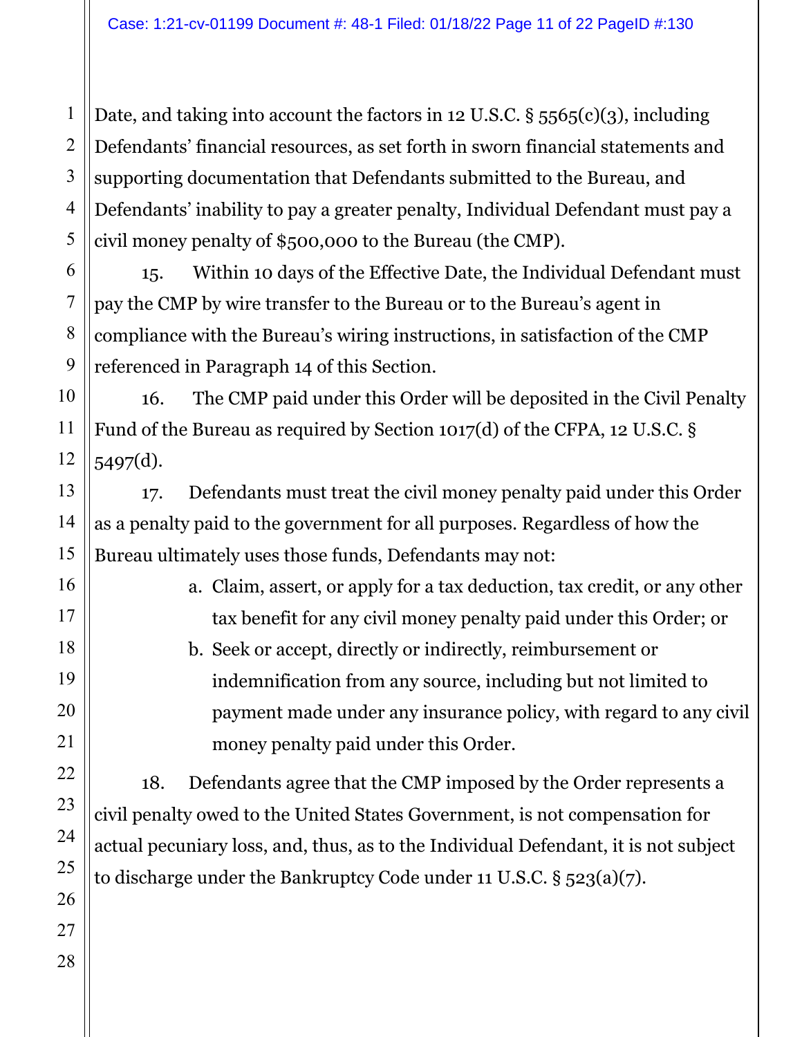Date, and taking into account the factors in 12 U.S.C. § 5565(c)(3), including Defendants' financial resources, as set forth in sworn financial statements and supporting documentation that Defendants submitted to the Bureau, and Defendants' inability to pay a greater penalty, Individual Defendant must pay a civil money penalty of $500,000 to the Bureau (the CMP).

15. Within 10 days of the Effective Date, the Individual Defendant must pay the CMP by wire transfer to the Bureau or to the Bureau's agent in compliance with the Bureau's wiring instructions, in satisfaction of the CMP referenced in Paragraph 14 of this Section.

16. The CMP paid under this Order will be deposited in the Civil Penalty Fund of the Bureau as required by Section 1017(d) of the CFPA, 12 U.S.C. § 5497(d).

17. Defendants must treat the civil money penalty paid under this Order as a penalty paid to the government for all purposes. Regardless of how the Bureau ultimately uses those funds, Defendants may not:

a. Claim, assert, or apply for a tax deduction, tax credit, or any other tax benefit for any civil money penalty paid under this Order; or

b. Seek or accept, directly or indirectly, reimbursement or indemnification from any source, including but not limited to payment made under any insurance policy, with regard to any civil money penalty paid under this Order.

18. Defendants agree that the CMP imposed by the Order represents a civil penalty owed to the United States Government, is not compensation for actual pecuniary loss, and, thus, as to the Individual Defendant, it is not subject to discharge under the Bankruptcy Code under 11 U.S.C. § 523(a)(7).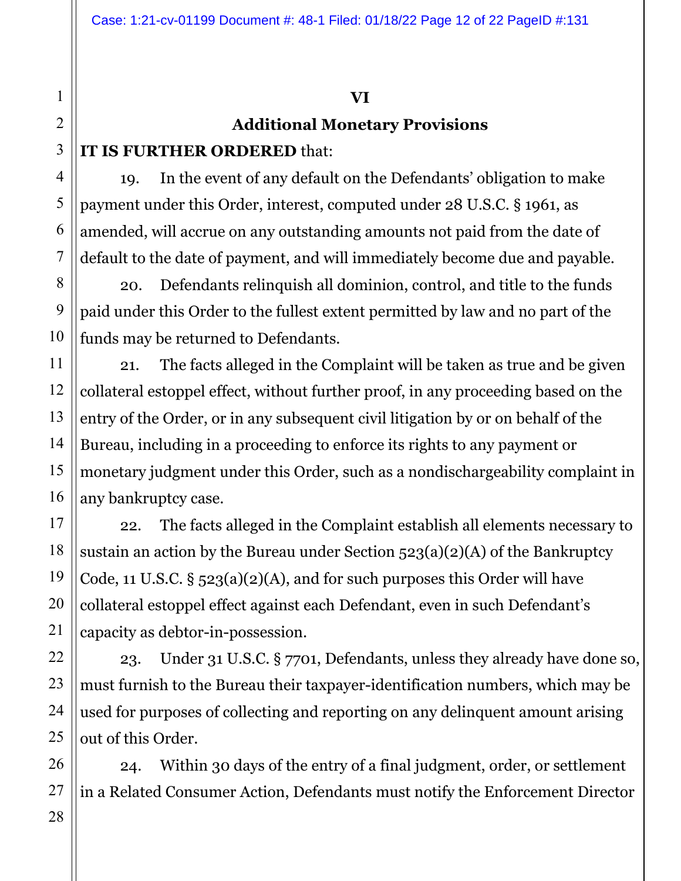## VI

## Additional Monetary Provisions

**IT IS FURTHER ORDERED** that:

19. In the event of any default on the Defendants' obligation to make payment under this Order, interest, computed under 28 U.S.C. § 1961, as amended, will accrue on any outstanding amounts not paid from the date of default to the date of payment, and will immediately become due and payable.

20. Defendants relinquish all dominion, control, and title to the funds paid under this Order to the fullest extent permitted by law and no part of the funds may be returned to Defendants.

21. The facts alleged in the Complaint will be taken as true and be given collateral estoppel effect, without further proof, in any proceeding based on the entry of the Order, or in any subsequent civil litigation by or on behalf of the Bureau, including in a proceeding to enforce its rights to any payment or monetary judgment under this Order, such as a nondischargeability complaint in any bankruptcy case.

22. The facts alleged in the Complaint establish all elements necessary to sustain an action by the Bureau under Section 523(a)(2)(A) of the Bankruptcy Code, 11 U.S.C. § 523(a)(2)(A), and for such purposes this Order will have collateral estoppel effect against each Defendant, even in such Defendant's capacity as debtor-in-possession.

23. Under 31 U.S.C. § 7701, Defendants, unless they already have done so, must furnish to the Bureau their taxpayer-identification numbers, which may be used for purposes of collecting and reporting on any delinquent amount arising out of this Order.

24. Within 30 days of the entry of a final judgment, order, or settlement in a Related Consumer Action, Defendants must notify the Enforcement Director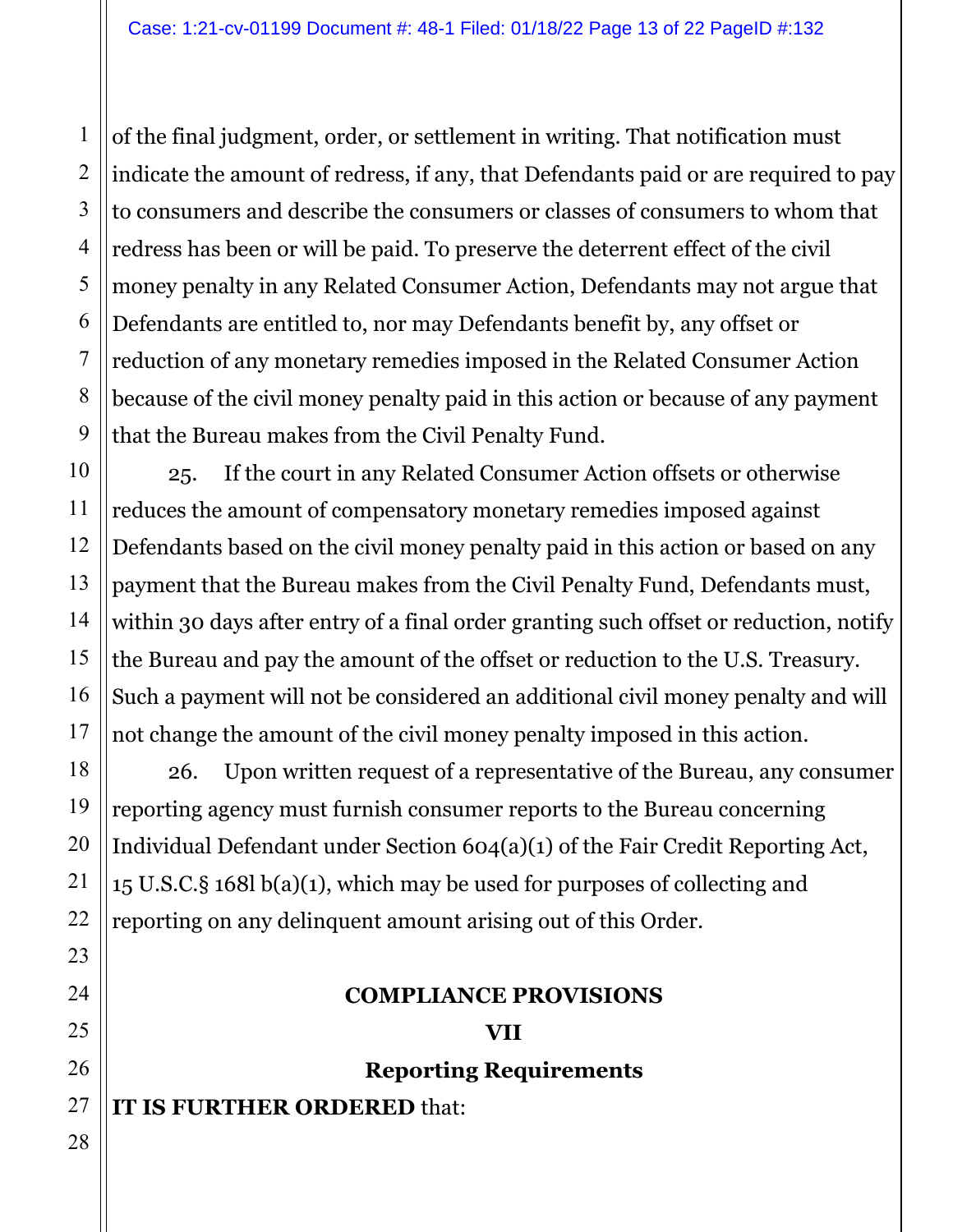of the final judgment, order, or settlement in writing. That notification must indicate the amount of redress, if any, that Defendants paid or are required to pay to consumers and describe the consumers or classes of consumers to whom that redress has been or will be paid. To preserve the deterrent effect of the civil money penalty in any Related Consumer Action, Defendants may not argue that Defendants are entitled to, nor may Defendants benefit by, any offset or reduction of any monetary remedies imposed in the Related Consumer Action because of the civil money penalty paid in this action or because of any payment that the Bureau makes from the Civil Penalty Fund.

25. If the court in any Related Consumer Action offsets or otherwise reduces the amount of compensatory monetary remedies imposed against Defendants based on the civil money penalty paid in this action or based on any payment that the Bureau makes from the Civil Penalty Fund, Defendants must, within 30 days after entry of a final order granting such offset or reduction, notify the Bureau and pay the amount of the offset or reduction to the U.S. Treasury. Such a payment will not be considered an additional civil money penalty and will not change the amount of the civil money penalty imposed in this action.

26. Upon written request of a representative of the Bureau, any consumer reporting agency must furnish consumer reports to the Bureau concerning Individual Defendant under Section 604(a)(1) of the Fair Credit Reporting Act, 15 U.S.C.§ 168l b(a)(1), which may be used for purposes of collecting and reporting on any delinquent amount arising out of this Order.

## COMPLIANCE PROVISIONS

## VII

## Reporting Requirements

**IT IS FURTHER ORDERED** that: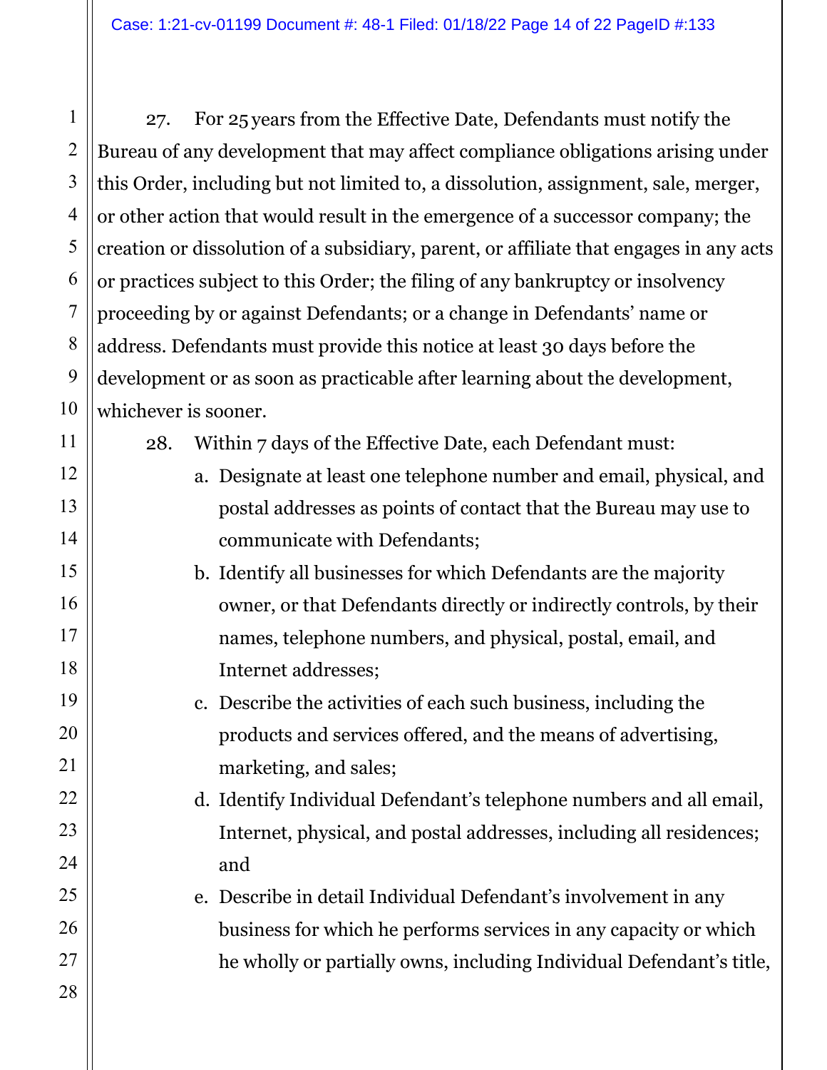27. For 25 years from the Effective Date, Defendants must notify the Bureau of any development that may affect compliance obligations arising under this Order, including but not limited to, a dissolution, assignment, sale, merger, or other action that would result in the emergence of a successor company; the creation or dissolution of a subsidiary, parent, or affiliate that engages in any acts or practices subject to this Order; the filing of any bankruptcy or insolvency proceeding by or against Defendants; or a change in Defendants' name or address. Defendants must provide this notice at least 30 days before the development or as soon as practicable after learning about the development, whichever is sooner.

28. Within 7 days of the Effective Date, each Defendant must:

a. Designate at least one telephone number and email, physical, and postal addresses as points of contact that the Bureau may use to communicate with Defendants;

b. Identify all businesses for which Defendants are the majority owner, or that Defendants directly or indirectly controls, by their names, telephone numbers, and physical, postal, email, and Internet addresses;

c. Describe the activities of each such business, including the products and services offered, and the means of advertising, marketing, and sales;

d. Identify Individual Defendant's telephone numbers and all email, Internet, physical, and postal addresses, including all residences; and

e. Describe in detail Individual Defendant's involvement in any business for which he performs services in any capacity or which he wholly or partially owns, including Individual Defendant's title,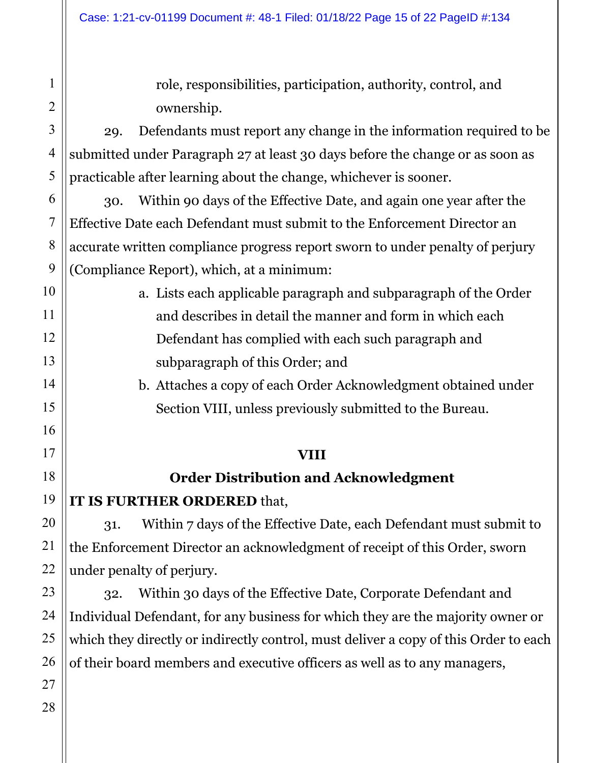role, responsibilities, participation, authority, control, and ownership.

29. Defendants must report any change in the information required to be submitted under Paragraph 27 at least 30 days before the change or as soon as practicable after learning about the change, whichever is sooner.

30. Within 90 days of the Effective Date, and again one year after the Effective Date each Defendant must submit to the Enforcement Director an accurate written compliance progress report sworn to under penalty of perjury (Compliance Report), which, at a minimum:

a. Lists each applicable paragraph and subparagraph of the Order and describes in detail the manner and form in which each Defendant has complied with each such paragraph and subparagraph of this Order; and

b. Attaches a copy of each Order Acknowledgment obtained under Section VIII, unless previously submitted to the Bureau.

## VIII

## Order Distribution and Acknowledgment

**IT IS FURTHER ORDERED** that,

31. Within 7 days of the Effective Date, each Defendant must submit to the Enforcement Director an acknowledgment of receipt of this Order, sworn under penalty of perjury.

32. Within 30 days of the Effective Date, Corporate Defendant and Individual Defendant, for any business for which they are the majority owner or which they directly or indirectly control, must deliver a copy of this Order to each of their board members and executive officers as well as to any managers,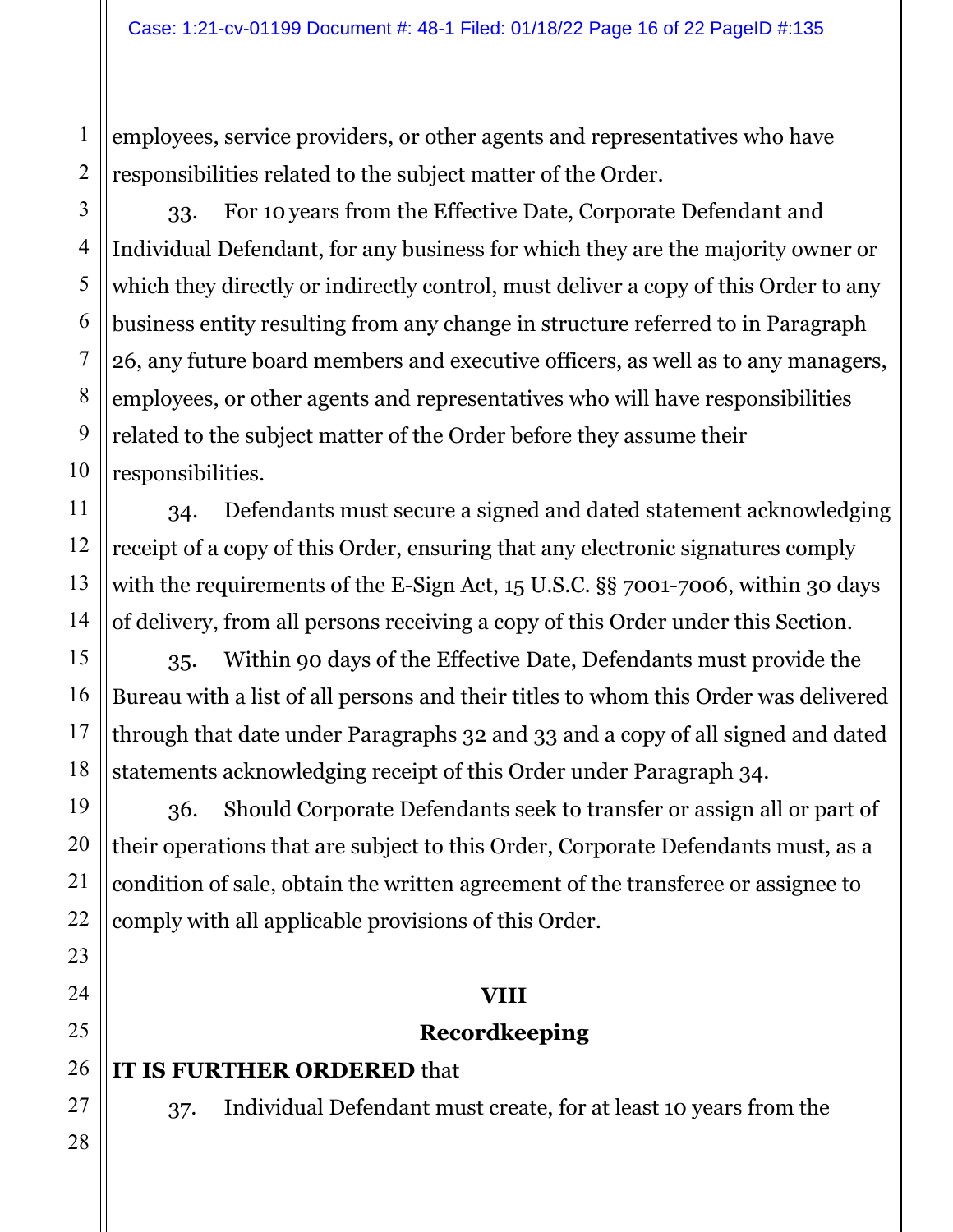employees, service providers, or other agents and representatives who have responsibilities related to the subject matter of the Order.

33. For 10 years from the Effective Date, Corporate Defendant and Individual Defendant, for any business for which they are the majority owner or which they directly or indirectly control, must deliver a copy of this Order to any business entity resulting from any change in structure referred to in Paragraph 26, any future board members and executive officers, as well as to any managers, employees, or other agents and representatives who will have responsibilities related to the subject matter of the Order before they assume their responsibilities.

34. Defendants must secure a signed and dated statement acknowledging receipt of a copy of this Order, ensuring that any electronic signatures comply with the requirements of the E-Sign Act, 15 U.S.C. §§ 7001-7006, within 30 days of delivery, from all persons receiving a copy of this Order under this Section.

35. Within 90 days of the Effective Date, Defendants must provide the Bureau with a list of all persons and their titles to whom this Order was delivered through that date under Paragraphs 32 and 33 and a copy of all signed and dated statements acknowledging receipt of this Order under Paragraph 34.

36. Should Corporate Defendants seek to transfer or assign all or part of their operations that are subject to this Order, Corporate Defendants must, as a condition of sale, obtain the written agreement of the transferee or assignee to comply with all applicable provisions of this Order.

## VIII

## Recordkeeping

**IT IS FURTHER ORDERED** that

37. Individual Defendant must create, for at least 10 years from the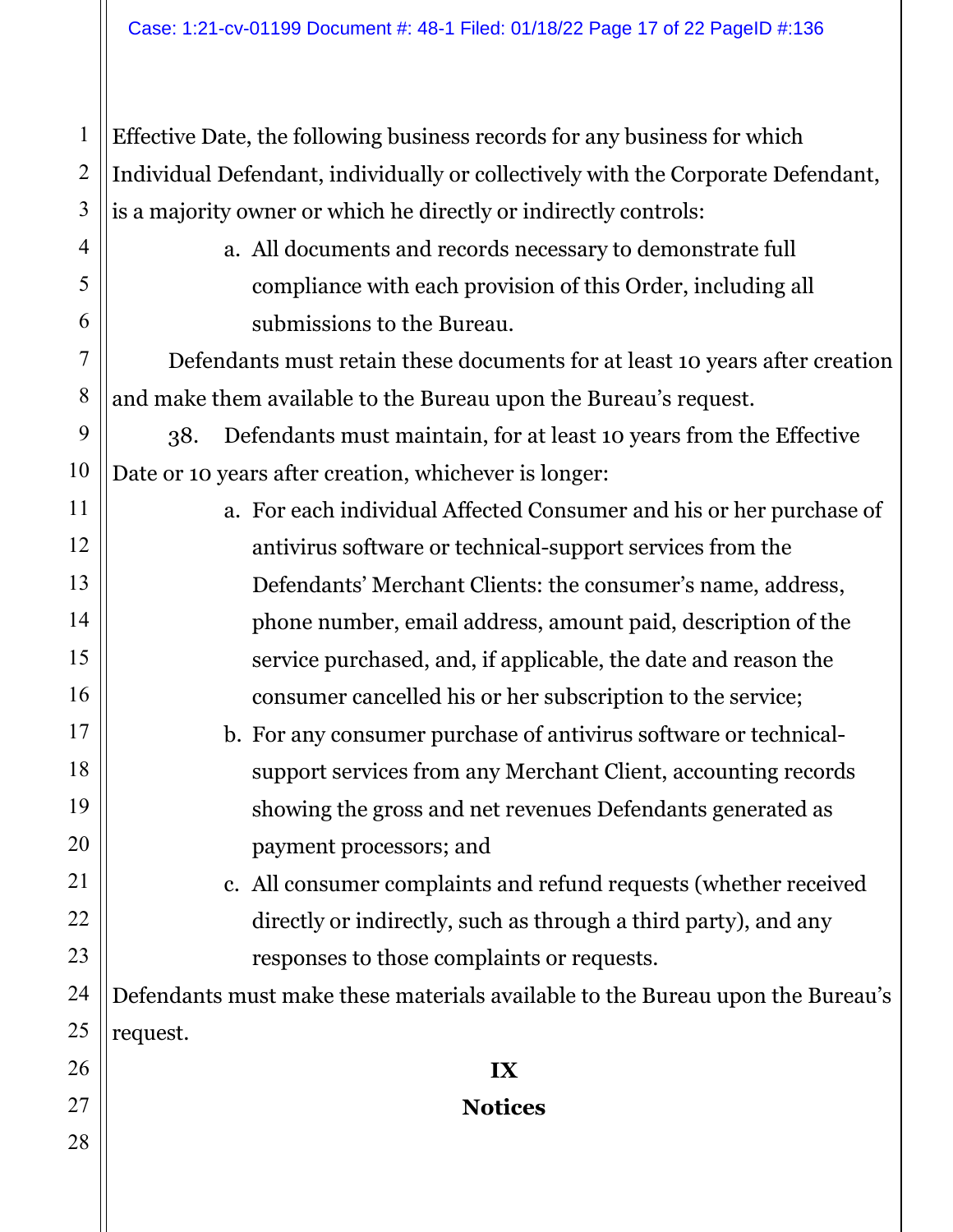Effective Date, the following business records for any business for which Individual Defendant, individually or collectively with the Corporate Defendant, is a majority owner or which he directly or indirectly controls:

a. All documents and records necessary to demonstrate full compliance with each provision of this Order, including all submissions to the Bureau.

Defendants must retain these documents for at least 10 years after creation and make them available to the Bureau upon the Bureau's request.

38. Defendants must maintain, for at least 10 years from the Effective Date or 10 years after creation, whichever is longer:

a. For each individual Affected Consumer and his or her purchase of antivirus software or technical-support services from the Defendants' Merchant Clients: the consumer's name, address, phone number, email address, amount paid, description of the service purchased, and, if applicable, the date and reason the consumer cancelled his or her subscription to the service;

b. For any consumer purchase of antivirus software or technical-support services from any Merchant Client, accounting records showing the gross and net revenues Defendants generated as payment processors; and

c. All consumer complaints and refund requests (whether received directly or indirectly, such as through a third party), and any responses to those complaints or requests.

Defendants must make these materials available to the Bureau upon the Bureau's request.

## IX

## Notices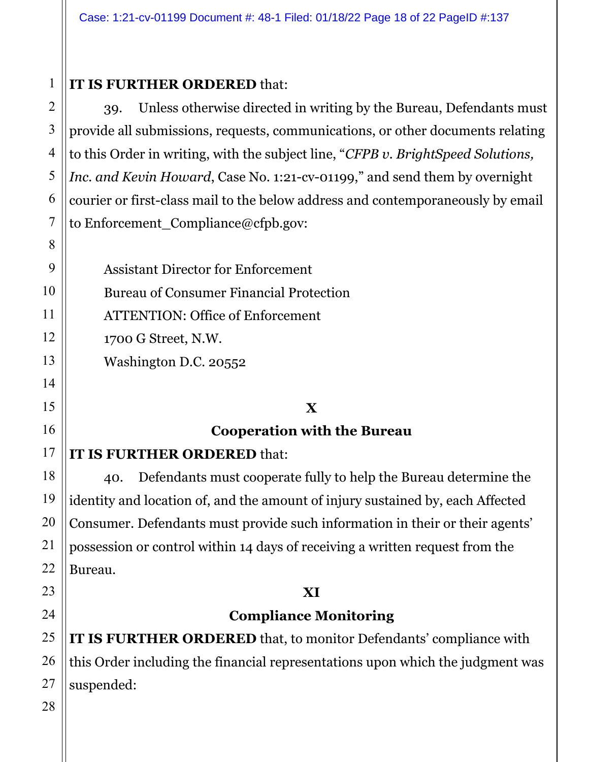**IT IS FURTHER ORDERED** that:

39. Unless otherwise directed in writing by the Bureau, Defendants must provide all submissions, requests, communications, or other documents relating to this Order in writing, with the subject line, "*CFPB v. BrightSpeed Solutions, Inc. and Kevin Howard*, Case No. 1:21-cv-01199," and send them by overnight courier or first-class mail to the below address and contemporaneously by email to Enforcement_Compliance@cfpb.gov:

Assistant Director for Enforcement
Bureau of Consumer Financial Protection
ATTENTION: Office of Enforcement
1700 G Street, N.W.
Washington D.C. 20552

## X

## Cooperation with the Bureau

**IT IS FURTHER ORDERED** that:

40. Defendants must cooperate fully to help the Bureau determine the identity and location of, and the amount of injury sustained by, each Affected Consumer. Defendants must provide such information in their or their agents' possession or control within 14 days of receiving a written request from the Bureau.

## XI

## Compliance Monitoring

**IT IS FURTHER ORDERED** that, to monitor Defendants' compliance with this Order including the financial representations upon which the judgment was suspended: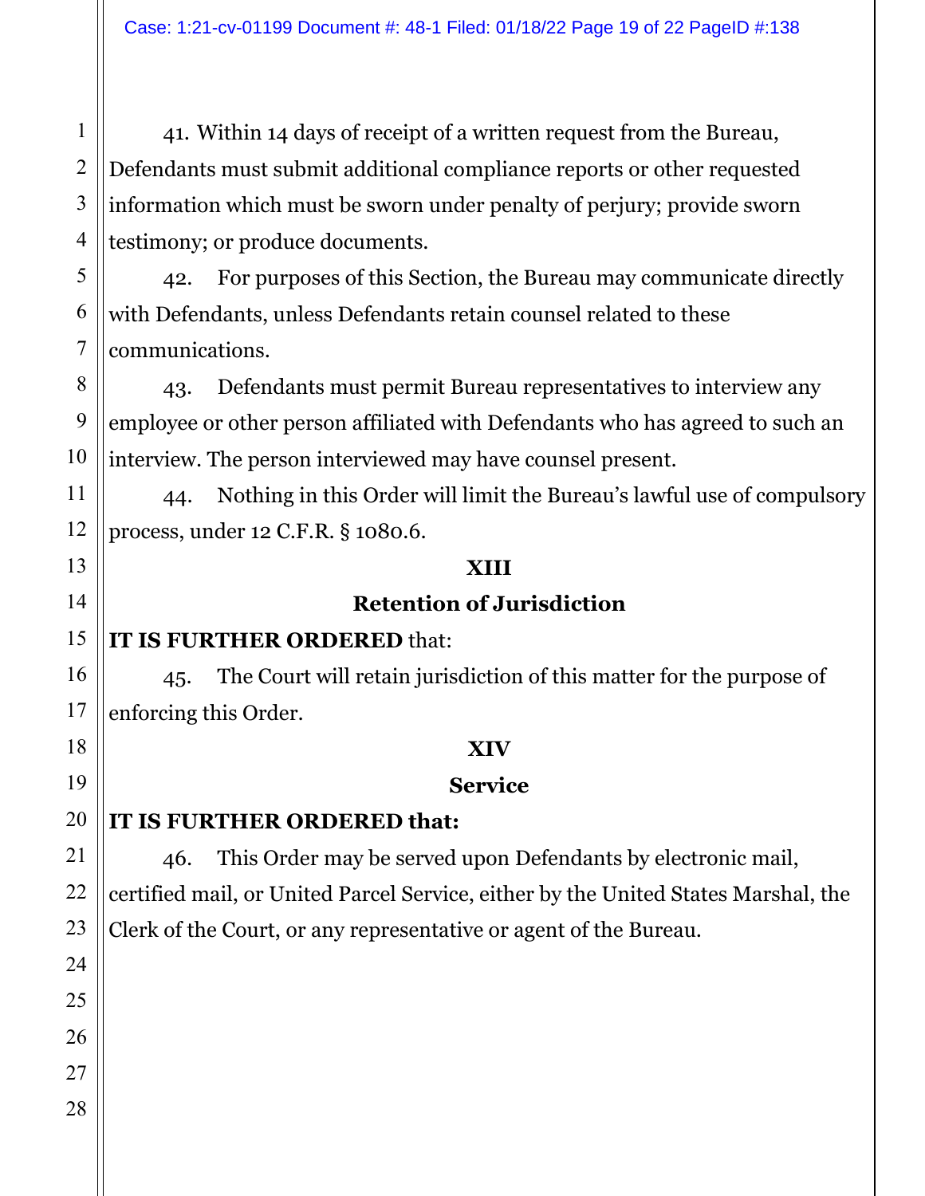41. Within 14 days of receipt of a written request from the Bureau, Defendants must submit additional compliance reports or other requested information which must be sworn under penalty of perjury; provide sworn testimony; or produce documents.

42. For purposes of this Section, the Bureau may communicate directly with Defendants, unless Defendants retain counsel related to these communications.

43. Defendants must permit Bureau representatives to interview any employee or other person affiliated with Defendants who has agreed to such an interview. The person interviewed may have counsel present.

44. Nothing in this Order will limit the Bureau's lawful use of compulsory process, under 12 C.F.R. § 1080.6.

## XIII

## Retention of Jurisdiction

**IT IS FURTHER ORDERED** that:

45. The Court will retain jurisdiction of this matter for the purpose of enforcing this Order.

## XIV

## Service

**IT IS FURTHER ORDERED that:**

46. This Order may be served upon Defendants by electronic mail, certified mail, or United Parcel Service, either by the United States Marshal, the Clerk of the Court, or any representative or agent of the Bureau.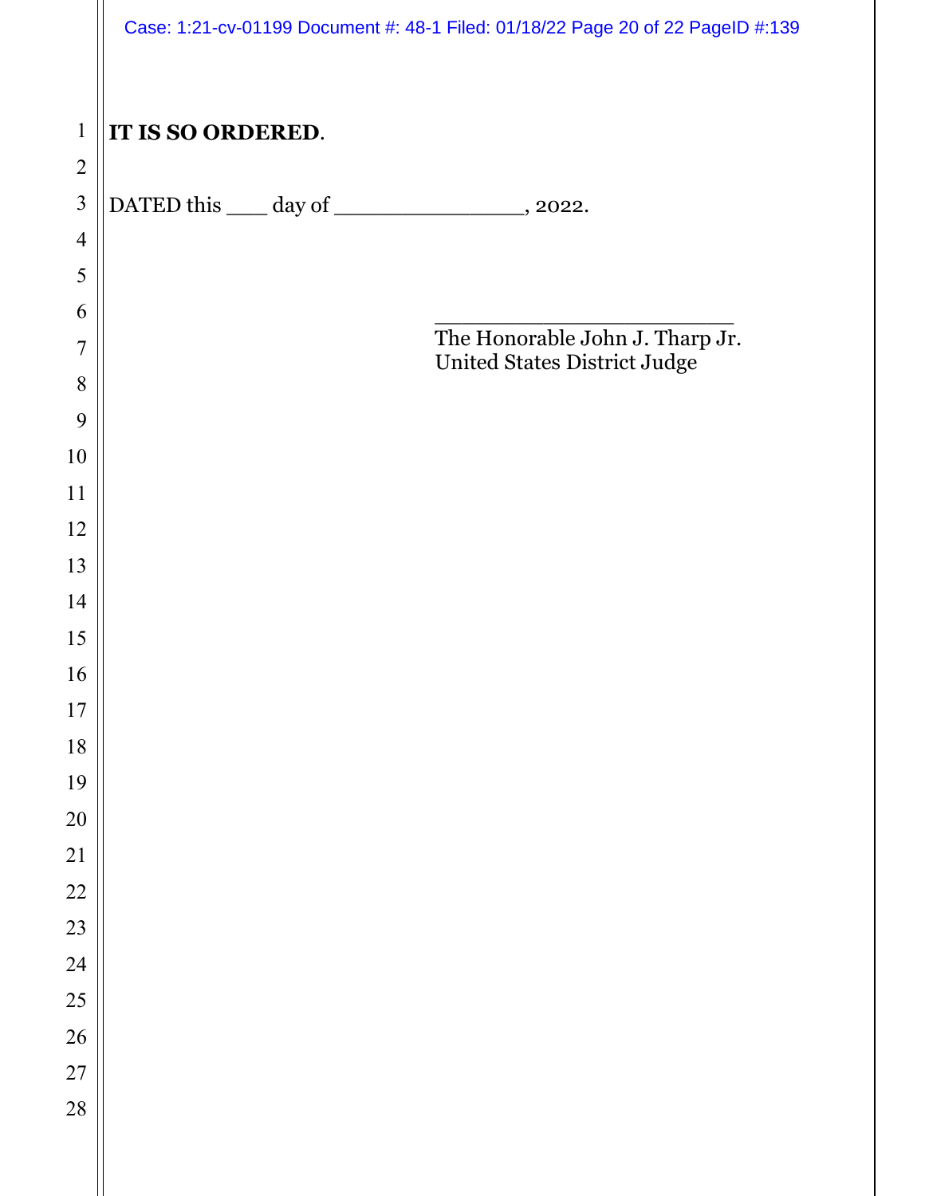**IT IS SO ORDERED**.

DATED this ____ day of _______________, 2022.

_________________________
The Honorable John J. Tharp Jr.
United States District Judge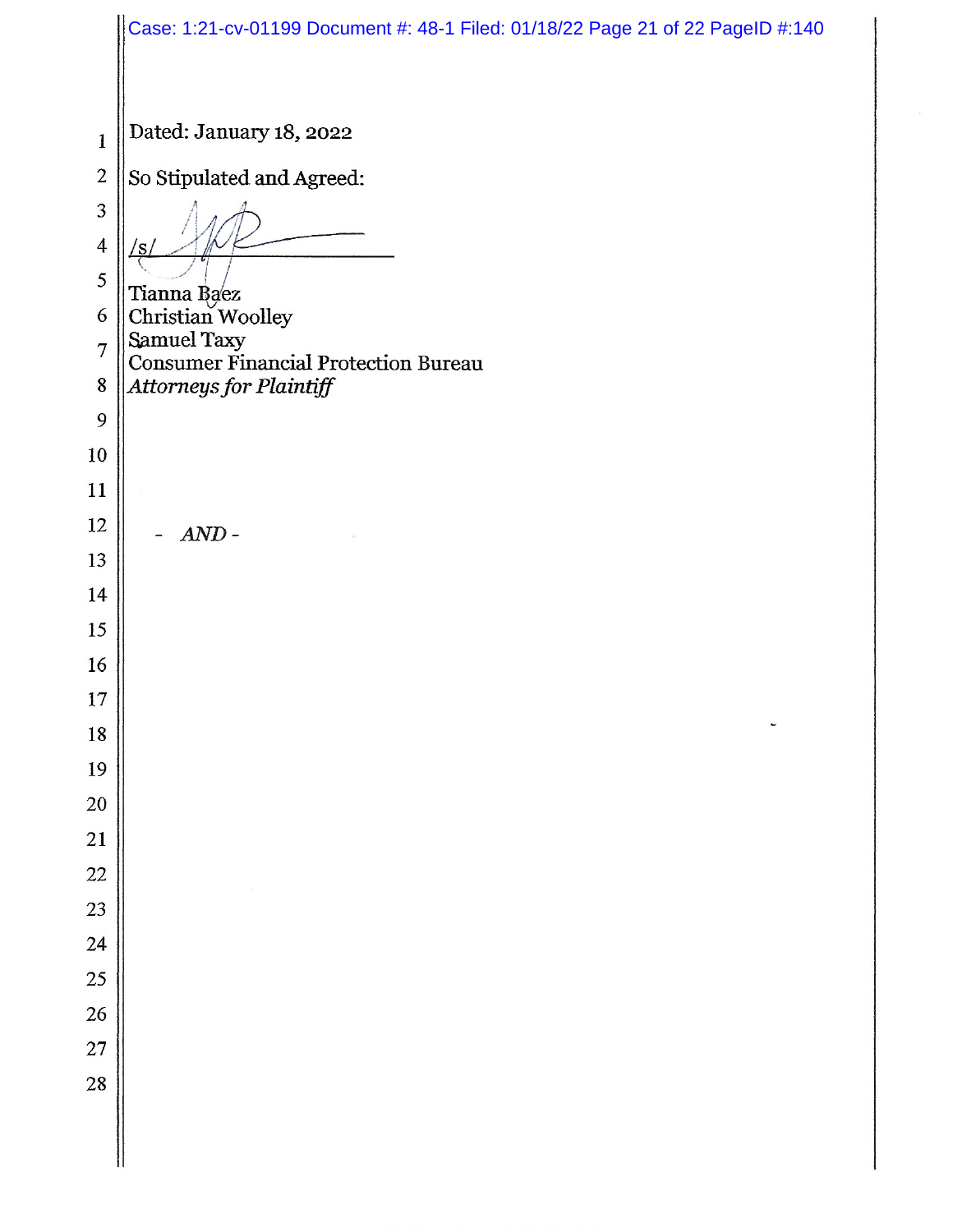Dated: January 18, 2022

So Stipulated and Agreed:

/s/ ______________________

Tianna Baez
Christian Woolley
Samuel Taxy
Consumer Financial Protection Bureau
*Attorneys for Plaintiff*

- *AND* -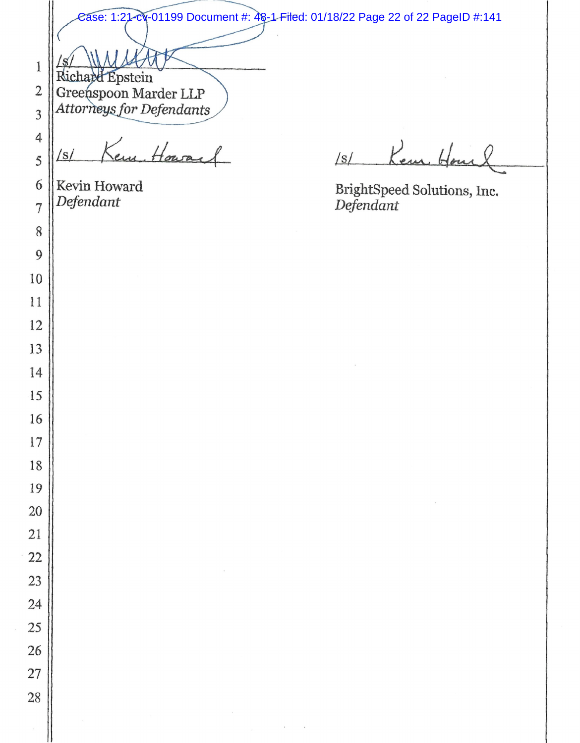/s/

Richard Epstein
Greenspoon Marder LLP
*Attorneys for Defendants*

/s/

Kevin Howard
*Defendant*

/s/

BrightSpeed Solutions, Inc.
*Defendant*